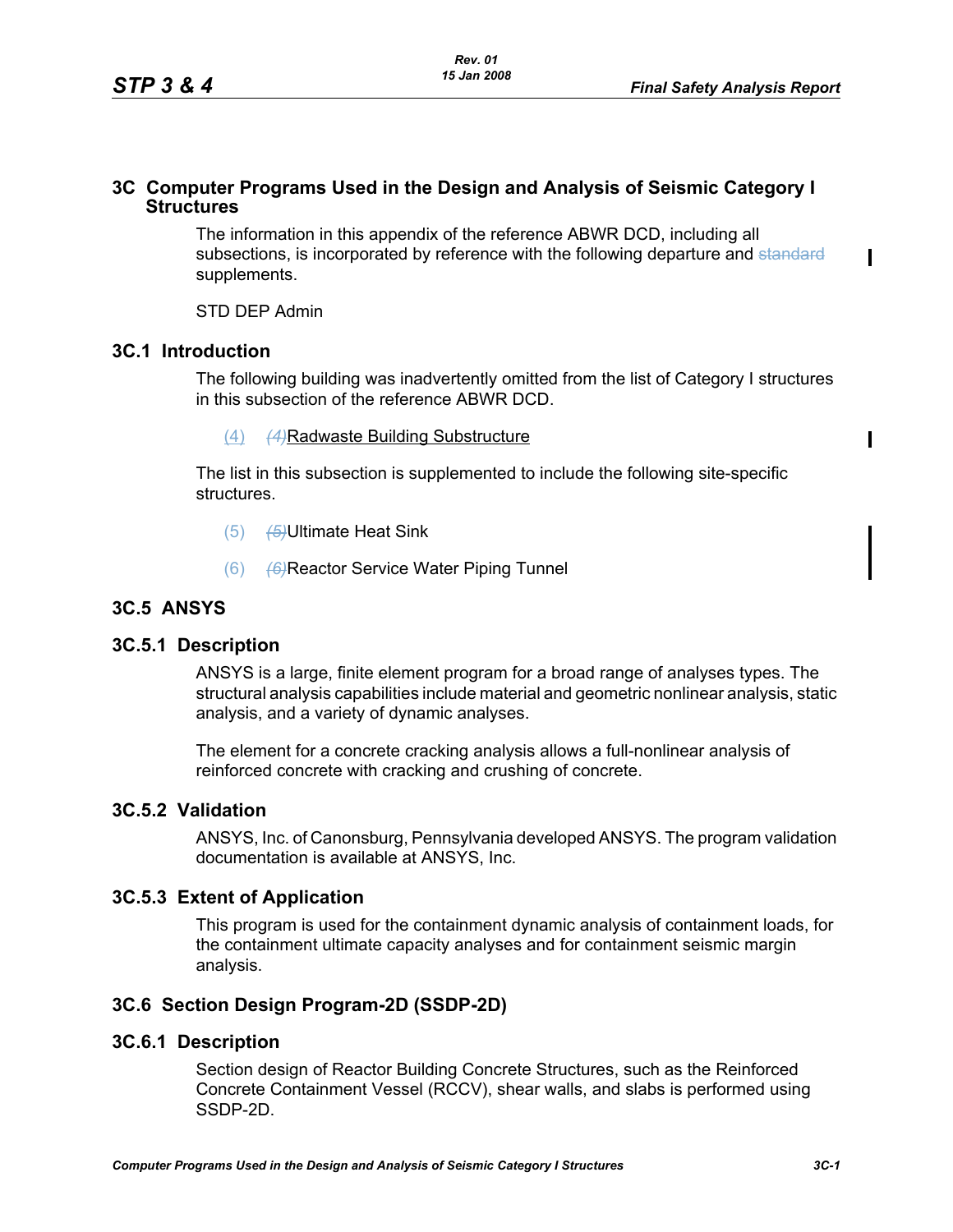# 3C Computer Programs Used in the Design and Analysis of Seismic Category I Structures

The information in this appendix of the reference ABWR DCD, including all subsections, is incorporated by reference with the following departure and ~~standard~~ supplements.

STD DEP Admin

## 3C.1 Introduction

The following building was inadvertently omitted from the list of Category I structures in this subsection of the reference ABWR DCD.

(4) ~~*(4)*~~Radwaste Building Substructure

The list in this subsection is supplemented to include the following site-specific structures.

(5) ~~*(5)*~~Ultimate Heat Sink

(6) ~~*(6)*~~Reactor Service Water Piping Tunnel

## 3C.5 ANSYS

### 3C.5.1 Description

ANSYS is a large, finite element program for a broad range of analyses types. The structural analysis capabilities include material and geometric nonlinear analysis, static analysis, and a variety of dynamic analyses.

The element for a concrete cracking analysis allows a full-nonlinear analysis of reinforced concrete with cracking and crushing of concrete.

### 3C.5.2 Validation

ANSYS, Inc. of Canonsburg, Pennsylvania developed ANSYS. The program validation documentation is available at ANSYS, Inc.

### 3C.5.3 Extent of Application

This program is used for the containment dynamic analysis of containment loads, for the containment ultimate capacity analyses and for containment seismic margin analysis.

## 3C.6 Section Design Program-2D (SSDP-2D)

### 3C.6.1 Description

Section design of Reactor Building Concrete Structures, such as the Reinforced Concrete Containment Vessel (RCCV), shear walls, and slabs is performed using SSDP-2D.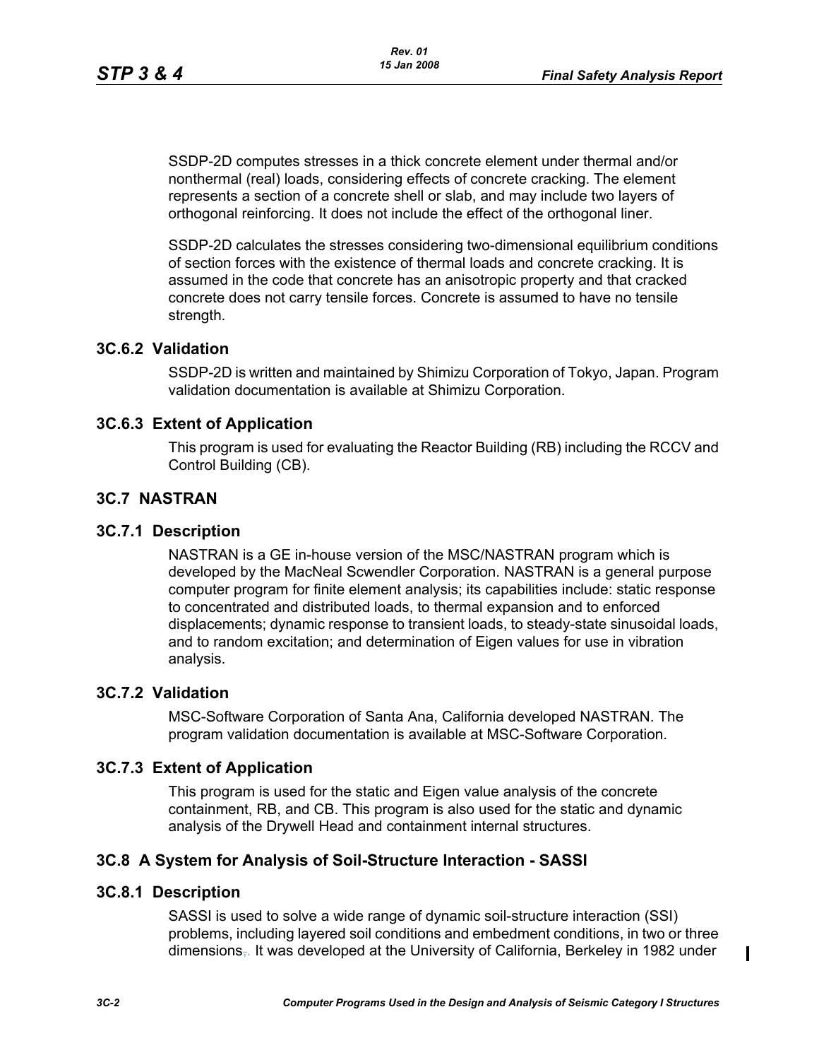SSDP-2D computes stresses in a thick concrete element under thermal and/or nonthermal (real) loads, considering effects of concrete cracking. The element represents a section of a concrete shell or slab, and may include two layers of orthogonal reinforcing. It does not include the effect of the orthogonal liner.

SSDP-2D calculates the stresses considering two-dimensional equilibrium conditions of section forces with the existence of thermal loads and concrete cracking. It is assumed in the code that concrete has an anisotropic property and that cracked concrete does not carry tensile forces. Concrete is assumed to have no tensile strength.

### 3C.6.2 Validation

SSDP-2D is written and maintained by Shimizu Corporation of Tokyo, Japan. Program validation documentation is available at Shimizu Corporation.

### 3C.6.3 Extent of Application

This program is used for evaluating the Reactor Building (RB) including the RCCV and Control Building (CB).

## 3C.7 NASTRAN

### 3C.7.1 Description

NASTRAN is a GE in-house version of the MSC/NASTRAN program which is developed by the MacNeal Scwendler Corporation. NASTRAN is a general purpose computer program for finite element analysis; its capabilities include: static response to concentrated and distributed loads, to thermal expansion and to enforced displacements; dynamic response to transient loads, to steady-state sinusoidal loads, and to random excitation; and determination of Eigen values for use in vibration analysis.

### 3C.7.2 Validation

MSC-Software Corporation of Santa Ana, California developed NASTRAN. The program validation documentation is available at MSC-Software Corporation.

### 3C.7.3 Extent of Application

This program is used for the static and Eigen value analysis of the concrete containment, RB, and CB. This program is also used for the static and dynamic analysis of the Drywell Head and containment internal structures.

## 3C.8 A System for Analysis of Soil-Structure Interaction - SASSI

### 3C.8.1 Description

SASSI is used to solve a wide range of dynamic soil-structure interaction (SSI) problems, including layered soil conditions and embedment conditions, in two or three dimensions,. It was developed at the University of California, Berkeley in 1982 under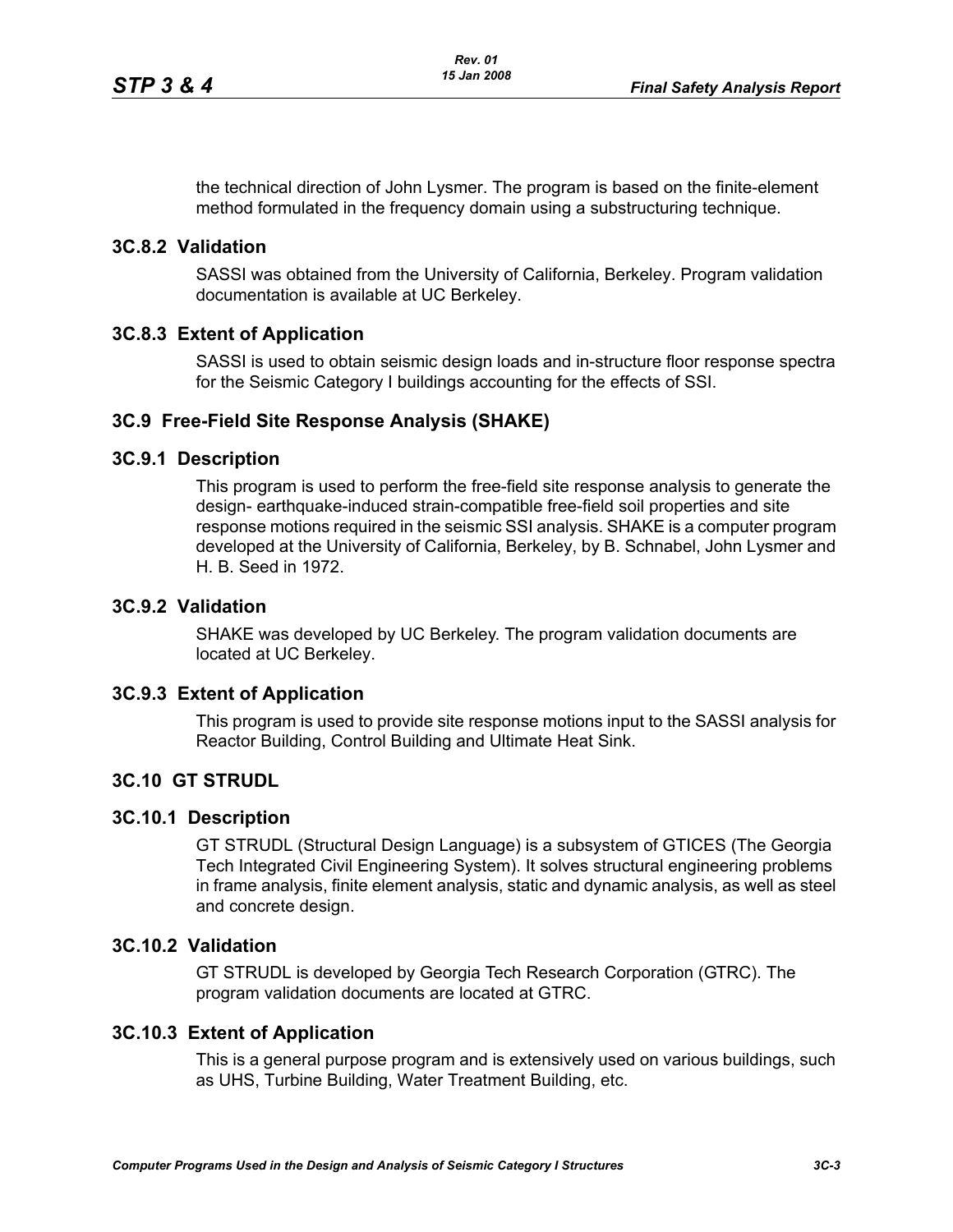the technical direction of John Lysmer. The program is based on the finite-element method formulated in the frequency domain using a substructuring technique.

### 3C.8.2 Validation

SASSI was obtained from the University of California, Berkeley. Program validation documentation is available at UC Berkeley.

### 3C.8.3 Extent of Application

SASSI is used to obtain seismic design loads and in-structure floor response spectra for the Seismic Category I buildings accounting for the effects of SSI.

## 3C.9 Free-Field Site Response Analysis (SHAKE)

### 3C.9.1 Description

This program is used to perform the free-field site response analysis to generate the design- earthquake-induced strain-compatible free-field soil properties and site response motions required in the seismic SSI analysis. SHAKE is a computer program developed at the University of California, Berkeley, by B. Schnabel, John Lysmer and H. B. Seed in 1972.

### 3C.9.2 Validation

SHAKE was developed by UC Berkeley. The program validation documents are located at UC Berkeley.

### 3C.9.3 Extent of Application

This program is used to provide site response motions input to the SASSI analysis for Reactor Building, Control Building and Ultimate Heat Sink.

## 3C.10 GT STRUDL

### 3C.10.1 Description

GT STRUDL (Structural Design Language) is a subsystem of GTICES (The Georgia Tech Integrated Civil Engineering System). It solves structural engineering problems in frame analysis, finite element analysis, static and dynamic analysis, as well as steel and concrete design.

### 3C.10.2 Validation

GT STRUDL is developed by Georgia Tech Research Corporation (GTRC). The program validation documents are located at GTRC.

### 3C.10.3 Extent of Application

This is a general purpose program and is extensively used on various buildings, such as UHS, Turbine Building, Water Treatment Building, etc.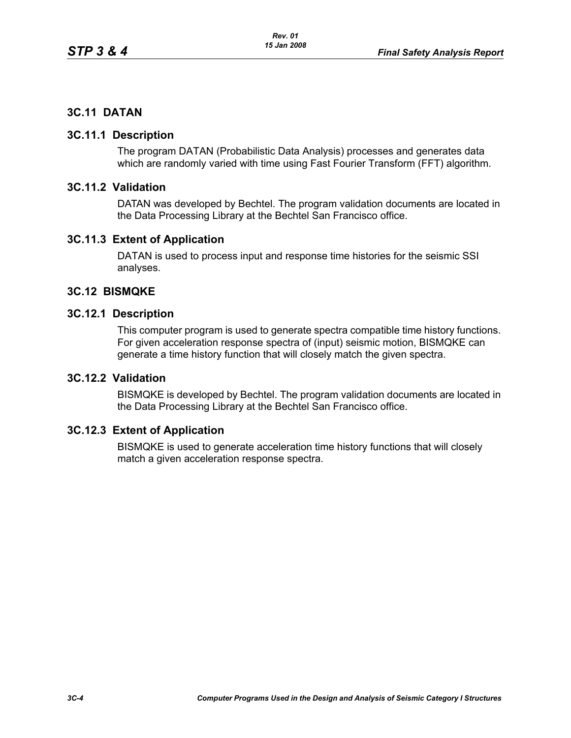## 3C.11 DATAN

### 3C.11.1 Description

The program DATAN (Probabilistic Data Analysis) processes and generates data which are randomly varied with time using Fast Fourier Transform (FFT) algorithm.

### 3C.11.2 Validation

DATAN was developed by Bechtel. The program validation documents are located in the Data Processing Library at the Bechtel San Francisco office.

### 3C.11.3 Extent of Application

DATAN is used to process input and response time histories for the seismic SSI analyses.

## 3C.12 BISMQKE

### 3C.12.1 Description

This computer program is used to generate spectra compatible time history functions. For given acceleration response spectra of (input) seismic motion, BISMQKE can generate a time history function that will closely match the given spectra.

### 3C.12.2 Validation

BISMQKE is developed by Bechtel. The program validation documents are located in the Data Processing Library at the Bechtel San Francisco office.

### 3C.12.3 Extent of Application

BISMQKE is used to generate acceleration time history functions that will closely match a given acceleration response spectra.